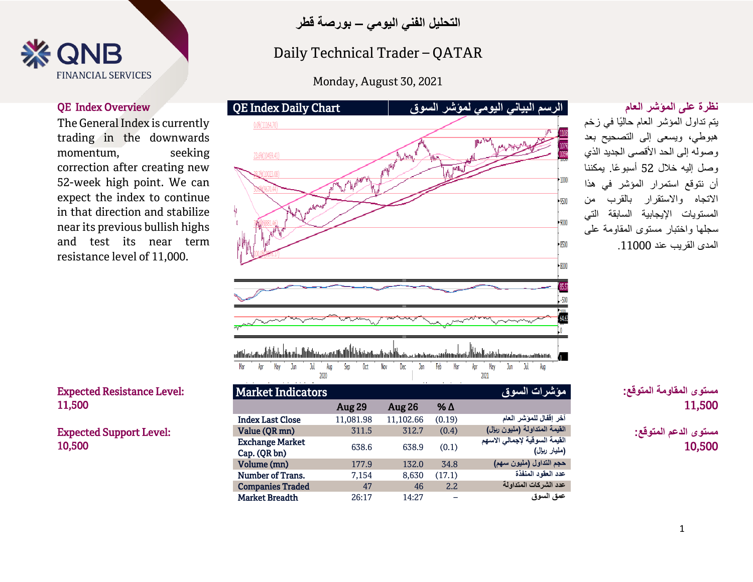# التحليل الفني اليومي – بورصة قطر

# Daily Technical Trader – QATAR

Monday, August 30, 2021

## QE Index Overview

The General Index is currently trading in the downwards momentum, seeking correction after creating new 52-week high point. We can expect the index to continue in that direction and stabilize near its previous bullish highs and test its near term resistance level of 11,000.

## نظرة على المؤشر العام

يتم تداول المؤشر العام حاليًا في زخم هبوطي، ويسعى إلى التصحيح بعد وصوله إلى الحد الأقصى الجديد الذي وصل إليه خلال 52 أسبوعًا. يمكننا أن نتوقع استمرار المؤشر في هذا الاتجاه والاستقرار بالقرب من المستويات الإيجابية السابقة التي سجلها واختبار مستوى المقاومة على المدى القريب عند 11000.

## QE Index Daily Chart | الرسم البياني اليومي لمؤشر السوق

**Expected Resistance Level:**
**11,500**

**Expected Support Level:**
**10,500**

**مستوى المقاومة المتوقع:**
**11,500**

**مستوى الدعم المتوقع:**
**10,500**

## Market Indicators | مؤشرات السوق

| Market Indicators | Aug 29 | Aug 26 | % Δ | مؤشرات السوق |
|---|---|---|---|---|
| Index Last Close | 11,081.98 | 11,102.66 | (0.19) | آخر إقفال للمؤشر العام |
| Value (QR mn) | 311.5 | 312.7 | (0.4) | القيمة المتداولة (مليون ريال) |
| Exchange Market Cap. (QR bn) | 638.6 | 638.9 | (0.1) | القيمة السوقية لإجمالي الاسهم (مليار ريال) |
| Volume (mn) | 177.9 | 132.0 | 34.8 | حجم التداول (مليون سهم) |
| Number of Trans. | 7,154 | 8,630 | (17.1) | عدد العقود المنفذة |
| Companies Traded | 47 | 46 | 2.2 | عدد الشركات المتداولة |
| Market Breadth | 26:17 | 14:27 | – | عمق السوق |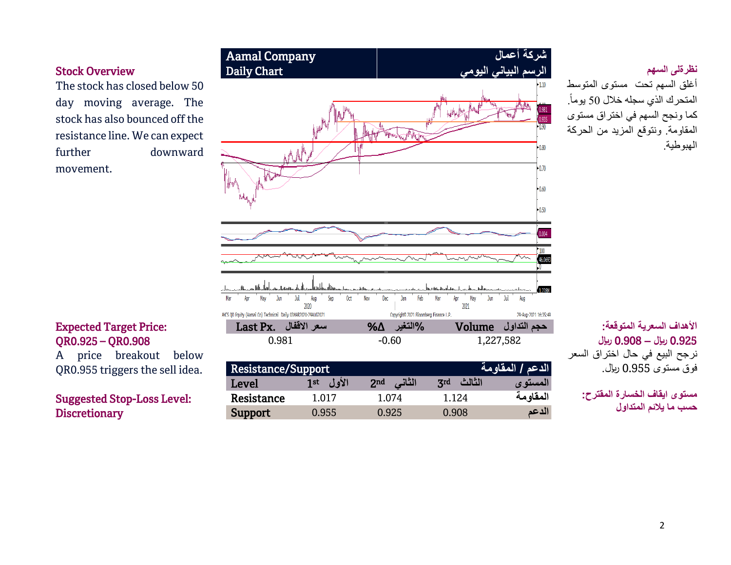## Aamal Company
### Daily Chart

## شركة أعمال
### الرسم البياني اليومي

### Stock Overview

The stock has closed below 50 day moving average. The stock has also bounced off the resistance line. We can expect further downward movement.

### نظرتي السهم

أغلق السهم تحت مستوى المتوسط المتحرك الذي سجله خلال 50 يوماً. كما ونجح السهم في اختراق مستوى المقاومة. ونتوقع المزيد من الحركة الهبوطية.

| Last Px. سعر الاقفال | %Δ التغير% | Volume حجم التداول |
|---|---|---|
| 0.981 | -0.60 | 1,227,582 |

### Expected Target Price: QR0.925 – QR0.908

A price breakout below QR0.955 triggers the sell idea.

### Suggested Stop-Loss Level: Discretionary

### الأهداف السعرية المتوقعة:
**0.925 ريال – 0.908 ريال**

نرجح البيع في حال اختراق السعر فوق مستوى 0.955 ريال.

### مستوى ايقاف الخسارة المقترح:
**حسب ما يلائم المتداول**

| Resistance/Support | | | | الدعم / المقاومة |
|---|---|---|---|---|
| Level | 1st الأول | 2nd الثاني | 3rd الثالث | المستوى |
| Resistance | 1.017 | 1.074 | 1.124 | المقاومة |
| Support | 0.955 | 0.925 | 0.908 | الدعم |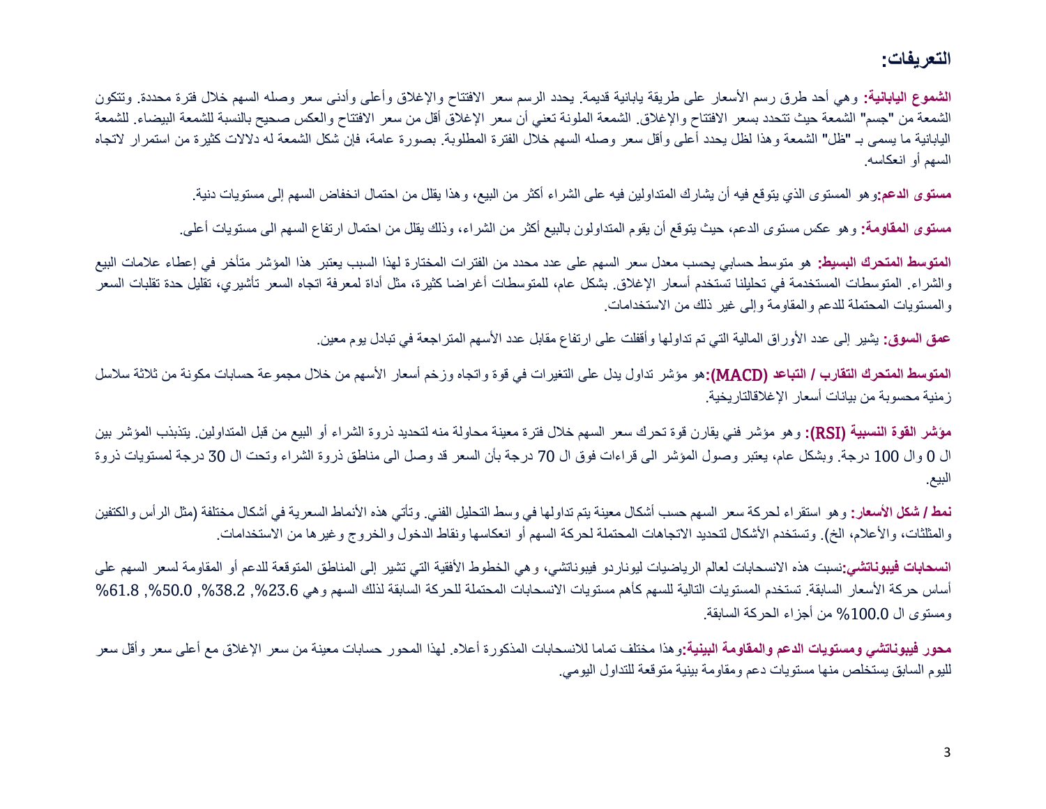## التعريفات:

**الشموع اليابانية:** وهي أحد طرق رسم الأسعار على طريقة يابانية قديمة. يحدد الرسم سعر الافتتاح والإغلاق وأعلى وأدنى سعر وصله السهم خلال فترة محددة. وتتكون الشمعة من "جسم" الشمعة حيث تتحدد بسعر الافتتاح والإغلاق. الشمعة الملونة تعني أن سعر الإغلاق أقل من سعر الافتتاح والعكس صحيح بالنسبة للشمعة البيضاء. للشمعة اليابانية ما يسمى بـ "ظل" الشمعة وهذا لظل يحدد أعلى وأقل سعر وصله السهم خلال الفترة المطلوبة. بصورة عامة، فإن شكل الشمعة له دلالات كثيرة من استمرار لاتجاه السهم أو انعكاسه.

**مستوى الدعم:**وهو المستوى الذي يتوقع فيه أن يشارك المتداولين فيه على الشراء أكثر من البيع، وهذا يقلل من احتمال انخفاض السهم إلى مستويات دنية.

**مستوى المقاومة:** وهو عكس مستوى الدعم، حيث يتوقع أن يقوم المتداولون بالبيع أكثر من الشراء، وذلك يقلل من احتمال ارتفاع السهم الى مستويات أعلى.

**المتوسط المتحرك البسيط:** هو متوسط حسابي يحسب معدل سعر السهم على عدد محدد من الفترات المختارة لهذا السبب يعتبر هذا المؤشر متأخر في إعطاء علامات البيع والشراء. المتوسطات المستخدمة في تحليلنا تستخدم أسعار الإغلاق. بشكل عام، للمتوسطات أغراضا كثيرة، مثل أداة لمعرفة اتجاه السعر تأشيري، تقليل حدة تقلبات السعر والمستويات المحتملة للدعم والمقاومة وإلى غير ذلك من الاستخدامات.

**عمق السوق:** يشير إلى عدد الأوراق المالية التي تم تداولها وأقفلت على ارتفاع مقابل عدد الأسهم المتراجعة في تبادل يوم معين.

**المتوسط المتحرك التقارب / التباعد (MACD):**هو مؤشر تداول يدل على التغيرات في قوة واتجاه وزخم أسعار الأسهم من خلال مجموعة حسابات مكونة من ثلاثة سلاسل زمنية محسوبة من بيانات أسعار الإغلاقالتاريخية.

**مؤشر القوة النسبية (RSI):** وهو مؤشر فني يقارن قوة تحرك سعر السهم خلال فترة معينة محاولة منه لتحديد ذروة الشراء أو البيع من قبل المتداولين. يتذبذب المؤشر بين ال 0 وال 100 درجة. وبشكل عام، يعتبر وصول المؤشر الى قراءات فوق ال 70 درجة بأن السعر قد وصل الى مناطق ذروة الشراء وتحت ال 30 درجة لمستويات ذروة البيع.

**نمط / شكل الأسعار:** وهو استقراء لحركة سعر السهم حسب أشكال معينة يتم تداولها في وسط التحليل الفني. وتأتي هذه الأنماط السعرية في أشكال مختلفة (مثل الرأس والكتفين والمثلثات، والأعلام، الخ). وتستخدم الأشكال لتحديد الاتجاهات المحتملة لحركة السهم أو انعكاسها ونقاط الدخول والخروج وغيرها من الاستخدامات.

**انسحابات فيبوناتشي:**نسبت هذه الانسحابات لعالم الرياضيات ليوناردو فيبوناتشي، وهي الخطوط الأفقية التي تشير إلى المناطق المتوقعة للدعم أو المقاومة لسعر السهم على أساس حركة الأسعار السابقة. تستخدم المستويات التالية للسهم كأهم مستويات الانسحابات المحتملة للحركة السابقة لذلك السهم وهي 23.6%, 38.2%, 50.0%, 61.8% ومستوى ال 100.0% من أجزاء الحركة السابقة.

**محور فيبوناتشي ومستويات الدعم والمقاومة البينية:**وهذا مختلف تماما للانسحابات المذكورة أعلاه. لهذا المحور حسابات معينة من سعر الإغلاق مع أعلى سعر وأقل سعر لليوم السابق يستخلص منها مستويات دعم ومقاومة بينية متوقعة للتداول اليومي.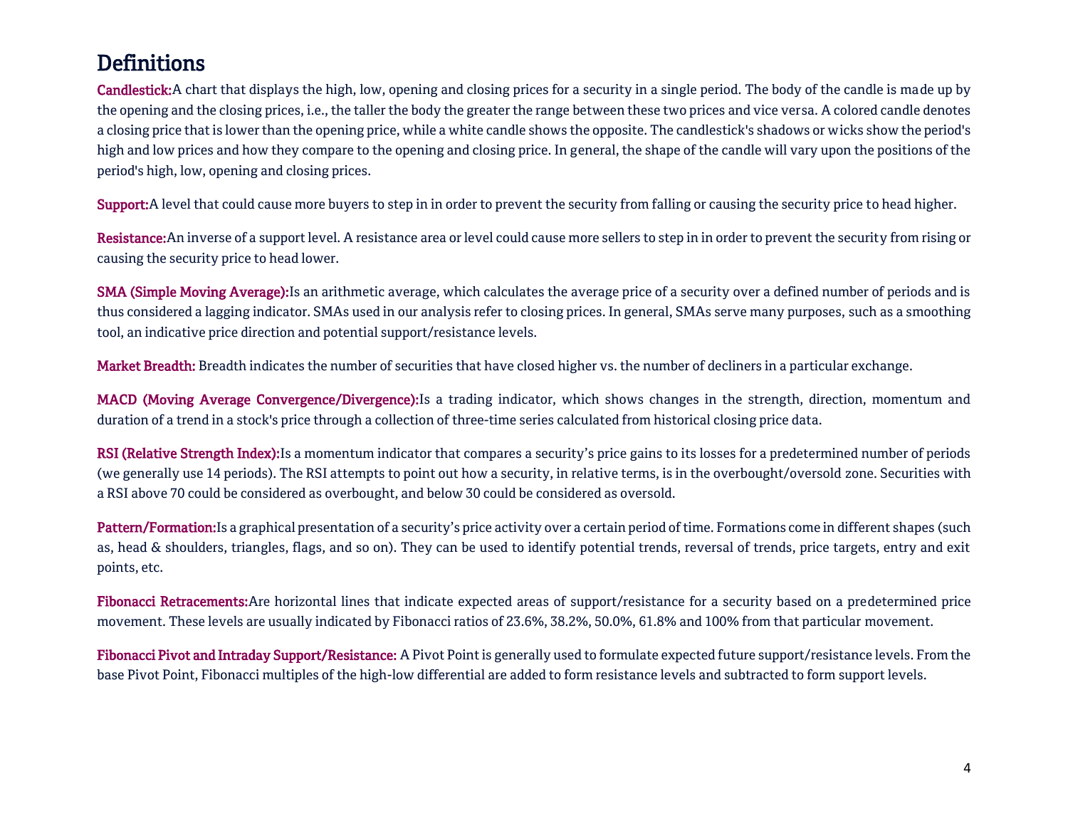# Definitions

**Candlestick:** A chart that displays the high, low, opening and closing prices for a security in a single period. The body of the candle is made up by the opening and the closing prices, i.e., the taller the body the greater the range between these two prices and vice versa. A colored candle denotes a closing price that is lower than the opening price, while a white candle shows the opposite. The candlestick's shadows or wicks show the period's high and low prices and how they compare to the opening and closing price. In general, the shape of the candle will vary upon the positions of the period's high, low, opening and closing prices.

**Support:** A level that could cause more buyers to step in in order to prevent the security from falling or causing the security price to head higher.

**Resistance:** An inverse of a support level. A resistance area or level could cause more sellers to step in in order to prevent the security from rising or causing the security price to head lower.

**SMA (Simple Moving Average):** Is an arithmetic average, which calculates the average price of a security over a defined number of periods and is thus considered a lagging indicator. SMAs used in our analysis refer to closing prices. In general, SMAs serve many purposes, such as a smoothing tool, an indicative price direction and potential support/resistance levels.

**Market Breadth:** Breadth indicates the number of securities that have closed higher vs. the number of decliners in a particular exchange.

**MACD (Moving Average Convergence/Divergence):** Is a trading indicator, which shows changes in the strength, direction, momentum and duration of a trend in a stock's price through a collection of three-time series calculated from historical closing price data.

**RSI (Relative Strength Index):** Is a momentum indicator that compares a security's price gains to its losses for a predetermined number of periods (we generally use 14 periods). The RSI attempts to point out how a security, in relative terms, is in the overbought/oversold zone. Securities with a RSI above 70 could be considered as overbought, and below 30 could be considered as oversold.

**Pattern/Formation:** Is a graphical presentation of a security's price activity over a certain period of time. Formations come in different shapes (such as, head & shoulders, triangles, flags, and so on). They can be used to identify potential trends, reversal of trends, price targets, entry and exit points, etc.

**Fibonacci Retracements:** Are horizontal lines that indicate expected areas of support/resistance for a security based on a predetermined price movement. These levels are usually indicated by Fibonacci ratios of 23.6%, 38.2%, 50.0%, 61.8% and 100% from that particular movement.

**Fibonacci Pivot and Intraday Support/Resistance:** A Pivot Point is generally used to formulate expected future support/resistance levels. From the base Pivot Point, Fibonacci multiples of the high-low differential are added to form resistance levels and subtracted to form support levels.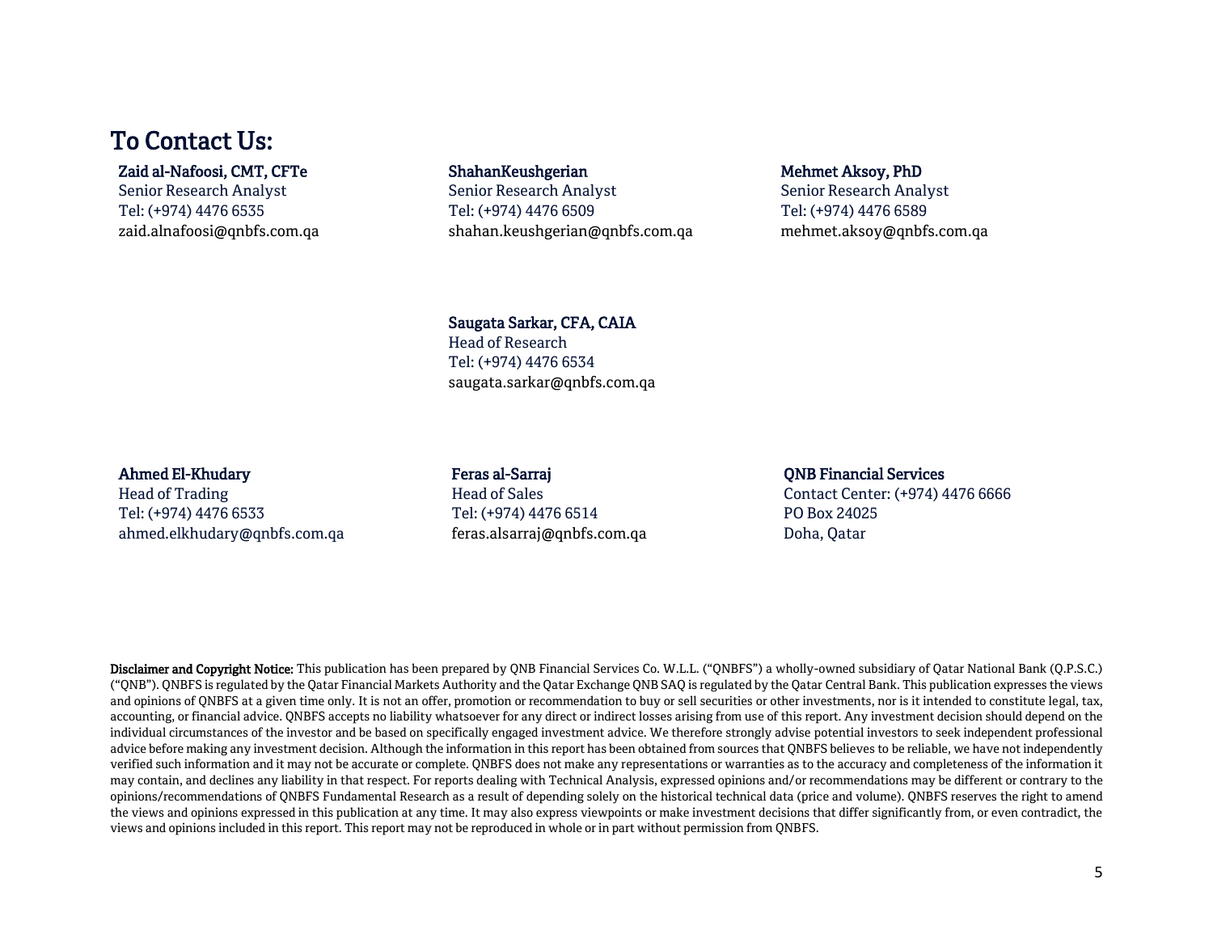# To Contact Us:

**Zaid al-Nafoosi, CMT, CFTe**
Senior Research Analyst
Tel: (+974) 4476 6535
zaid.alnafoosi@qnbfs.com.qa

**ShahanKeushgerian**
Senior Research Analyst
Tel: (+974) 4476 6509
shahan.keushgerian@qnbfs.com.qa

**Mehmet Aksoy, PhD**
Senior Research Analyst
Tel: (+974) 4476 6589
mehmet.aksoy@qnbfs.com.qa

**Saugata Sarkar, CFA, CAIA**
Head of Research
Tel: (+974) 4476 6534
saugata.sarkar@qnbfs.com.qa

**Ahmed El-Khudary**
Head of Trading
Tel: (+974) 4476 6533
ahmed.elkhudary@qnbfs.com.qa

**Feras al-Sarraj**
Head of Sales
Tel: (+974) 4476 6514
feras.alsarraj@qnbfs.com.qa

**QNB Financial Services**
Contact Center: (+974) 4476 6666
PO Box 24025
Doha, Qatar

**Disclaimer and Copyright Notice:** This publication has been prepared by QNB Financial Services Co. W.L.L. ("QNBFS") a wholly-owned subsidiary of Qatar National Bank (Q.P.S.C.) ("QNB"). QNBFS is regulated by the Qatar Financial Markets Authority and the Qatar Exchange QNB SAQ is regulated by the Qatar Central Bank. This publication expresses the views and opinions of QNBFS at a given time only. It is not an offer, promotion or recommendation to buy or sell securities or other investments, nor is it intended to constitute legal, tax, accounting, or financial advice. QNBFS accepts no liability whatsoever for any direct or indirect losses arising from use of this report. Any investment decision should depend on the individual circumstances of the investor and be based on specifically engaged investment advice. We therefore strongly advise potential investors to seek independent professional advice before making any investment decision. Although the information in this report has been obtained from sources that QNBFS believes to be reliable, we have not independently verified such information and it may not be accurate or complete. QNBFS does not make any representations or warranties as to the accuracy and completeness of the information it may contain, and declines any liability in that respect. For reports dealing with Technical Analysis, expressed opinions and/or recommendations may be different or contrary to the opinions/recommendations of QNBFS Fundamental Research as a result of depending solely on the historical technical data (price and volume). QNBFS reserves the right to amend the views and opinions expressed in this publication at any time. It may also express viewpoints or make investment decisions that differ significantly from, or even contradict, the views and opinions included in this report. This report may not be reproduced in whole or in part without permission from QNBFS.